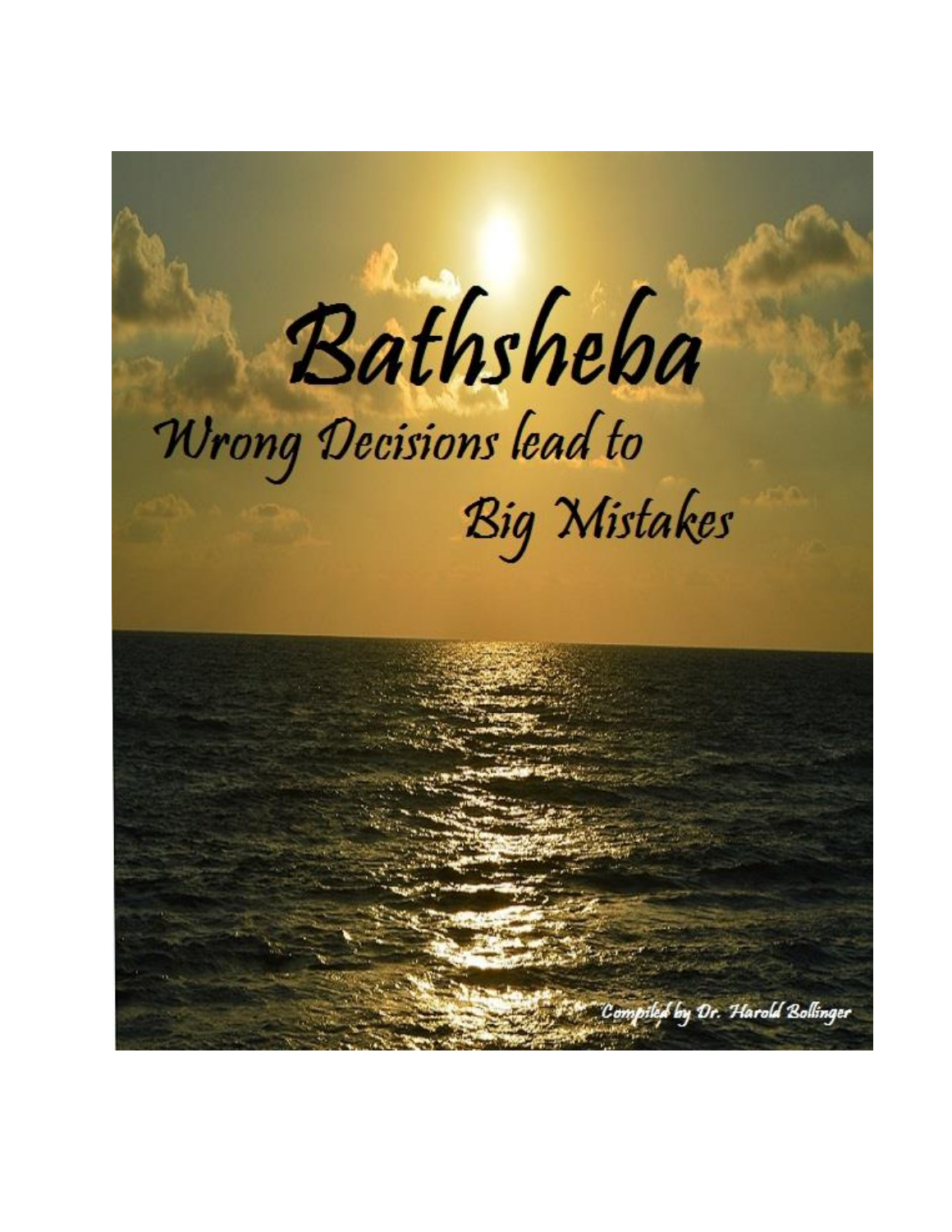# Bathsheba

## Wrong Decisions lead to Big Mistakes

Compiled by Dr. Harold Bollinger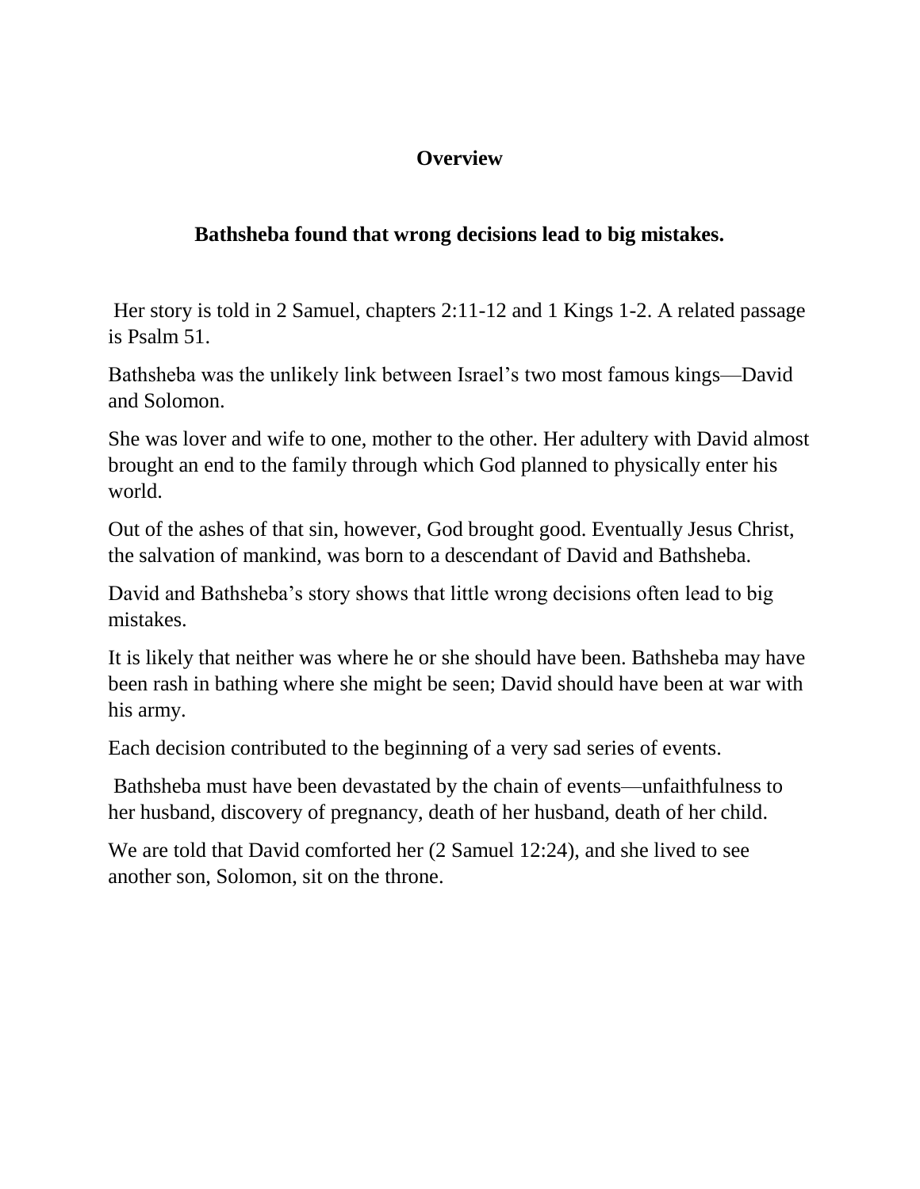**Overview**

**Bathsheba found that wrong decisions lead to big mistakes.**

Her story is told in 2 Samuel, chapters 2:11-12 and 1 Kings 1-2. A related passage is Psalm 51.

Bathsheba was the unlikely link between Israel's two most famous kings—David and Solomon.

She was lover and wife to one, mother to the other. Her adultery with David almost brought an end to the family through which God planned to physically enter his world.

Out of the ashes of that sin, however, God brought good. Eventually Jesus Christ, the salvation of mankind, was born to a descendant of David and Bathsheba.

David and Bathsheba's story shows that little wrong decisions often lead to big mistakes.

It is likely that neither was where he or she should have been. Bathsheba may have been rash in bathing where she might be seen; David should have been at war with his army.

Each decision contributed to the beginning of a very sad series of events.

Bathsheba must have been devastated by the chain of events—unfaithfulness to her husband, discovery of pregnancy, death of her husband, death of her child.

We are told that David comforted her (2 Samuel 12:24), and she lived to see another son, Solomon, sit on the throne.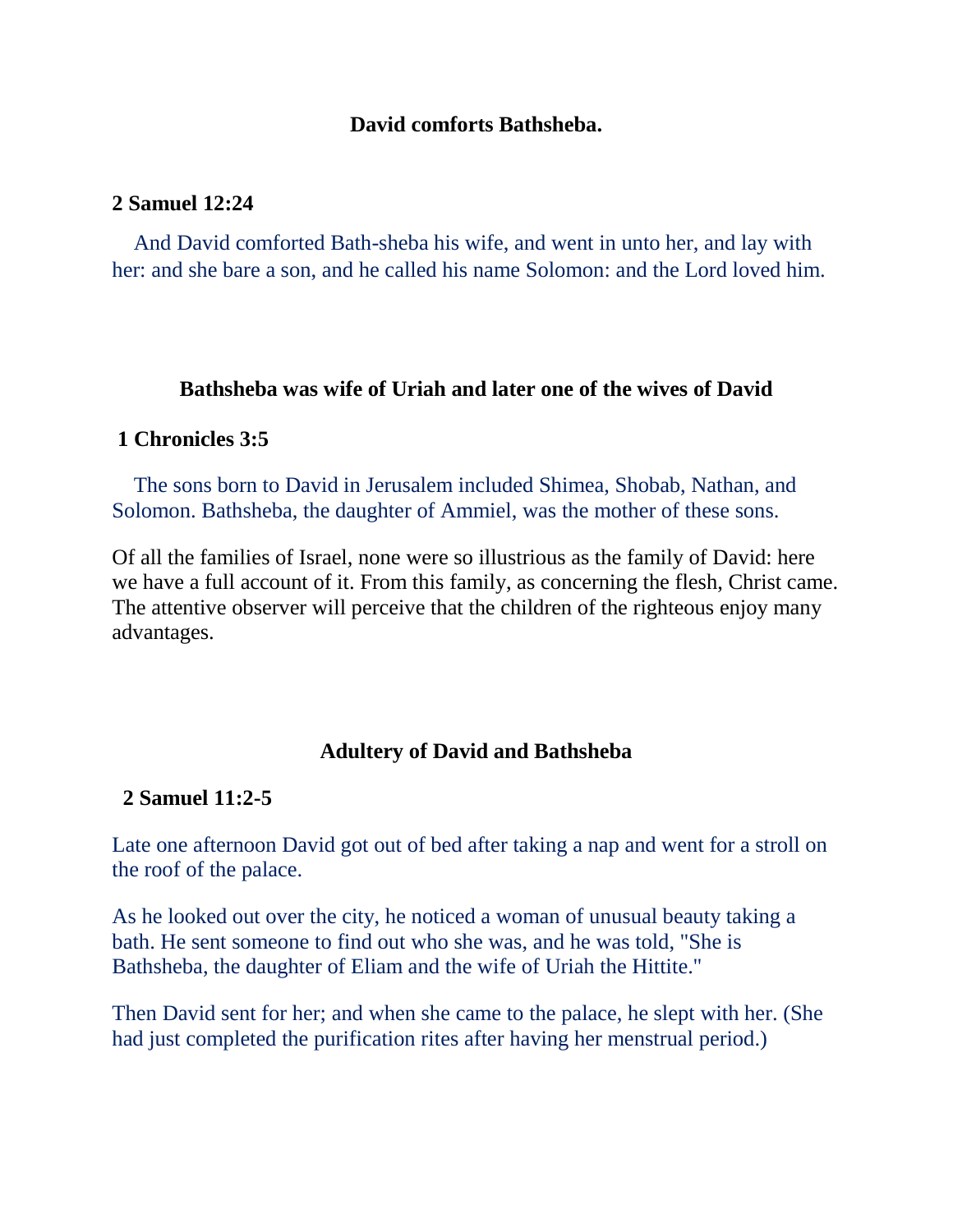## David comforts Bathsheba.

**2 Samuel 12:24**

And David comforted Bath-sheba his wife, and went in unto her, and lay with her: and she bare a son, and he called his name Solomon: and the Lord loved him.

## Bathsheba was wife of Uriah and later one of the wives of David

**1 Chronicles 3:5**

The sons born to David in Jerusalem included Shimea, Shobab, Nathan, and Solomon. Bathsheba, the daughter of Ammiel, was the mother of these sons.

Of all the families of Israel, none were so illustrious as the family of David: here we have a full account of it. From this family, as concerning the flesh, Christ came. The attentive observer will perceive that the children of the righteous enjoy many advantages.

## Adultery of David and Bathsheba

**2 Samuel 11:2-5**

Late one afternoon David got out of bed after taking a nap and went for a stroll on the roof of the palace.

As he looked out over the city, he noticed a woman of unusual beauty taking a bath. He sent someone to find out who she was, and he was told, "She is Bathsheba, the daughter of Eliam and the wife of Uriah the Hittite."

Then David sent for her; and when she came to the palace, he slept with her. (She had just completed the purification rites after having her menstrual period.)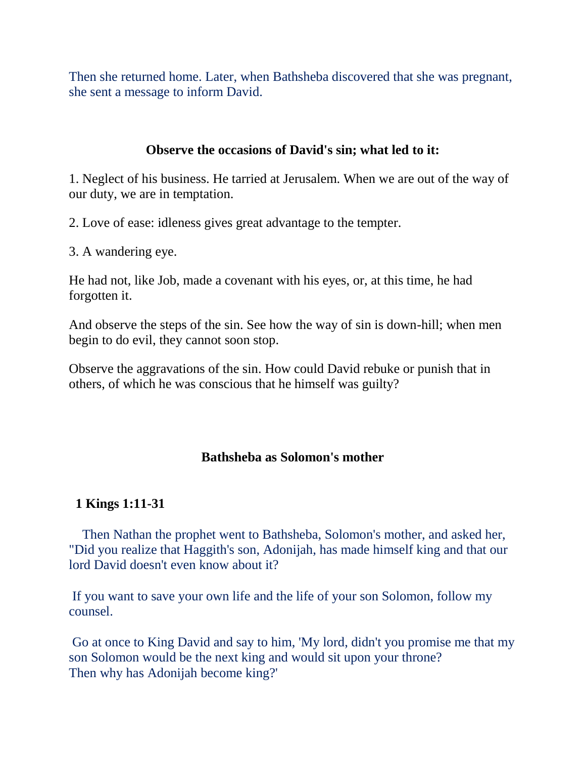Then she returned home. Later, when Bathsheba discovered that she was pregnant, she sent a message to inform David.

### Observe the occasions of David's sin; what led to it:

1. Neglect of his business. He tarried at Jerusalem. When we are out of the way of our duty, we are in temptation.

2. Love of ease: idleness gives great advantage to the tempter.

3. A wandering eye.

He had not, like Job, made a covenant with his eyes, or, at this time, he had forgotten it.

And observe the steps of the sin. See how the way of sin is down-hill; when men begin to do evil, they cannot soon stop.

Observe the aggravations of the sin. How could David rebuke or punish that in others, of which he was conscious that he himself was guilty?

### Bathsheba as Solomon's mother

**1 Kings 1:11-31**

Then Nathan the prophet went to Bathsheba, Solomon's mother, and asked her, "Did you realize that Haggith's son, Adonijah, has made himself king and that our lord David doesn't even know about it?

If you want to save your own life and the life of your son Solomon, follow my counsel.

Go at once to King David and say to him, 'My lord, didn't you promise me that my son Solomon would be the next king and would sit upon your throne?
Then why has Adonijah become king?'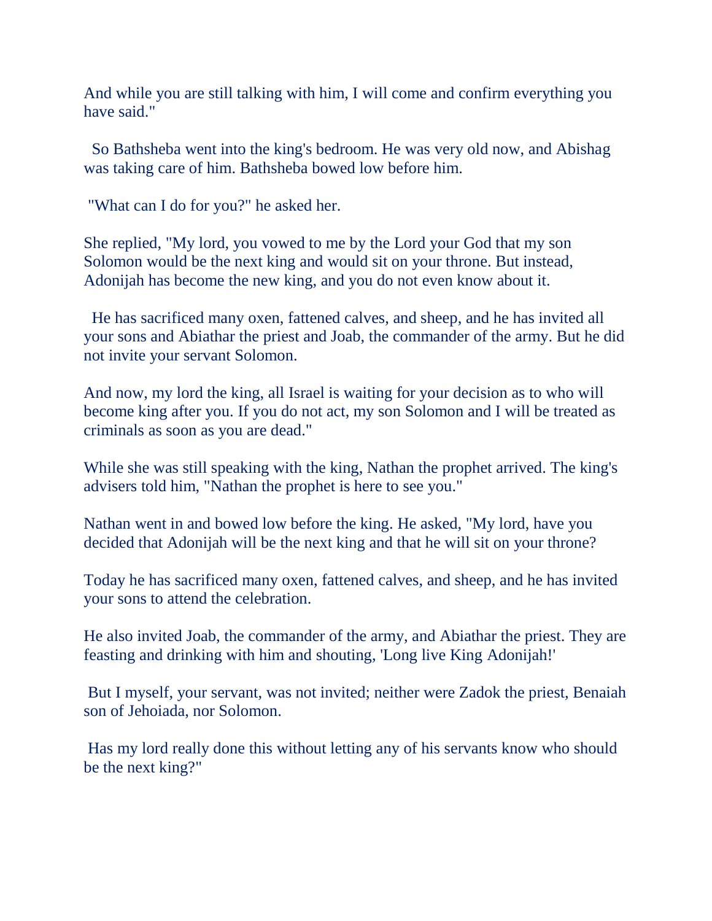And while you are still talking with him, I will come and confirm everything you have said."

So Bathsheba went into the king's bedroom. He was very old now, and Abishag was taking care of him. Bathsheba bowed low before him.

"What can I do for you?" he asked her.

She replied, "My lord, you vowed to me by the Lord your God that my son Solomon would be the next king and would sit on your throne. But instead, Adonijah has become the new king, and you do not even know about it.

He has sacrificed many oxen, fattened calves, and sheep, and he has invited all your sons and Abiathar the priest and Joab, the commander of the army. But he did not invite your servant Solomon.

And now, my lord the king, all Israel is waiting for your decision as to who will become king after you. If you do not act, my son Solomon and I will be treated as criminals as soon as you are dead."

While she was still speaking with the king, Nathan the prophet arrived. The king's advisers told him, "Nathan the prophet is here to see you."

Nathan went in and bowed low before the king. He asked, "My lord, have you decided that Adonijah will be the next king and that he will sit on your throne?

Today he has sacrificed many oxen, fattened calves, and sheep, and he has invited your sons to attend the celebration.

He also invited Joab, the commander of the army, and Abiathar the priest. They are feasting and drinking with him and shouting, 'Long live King Adonijah!'

But I myself, your servant, was not invited; neither were Zadok the priest, Benaiah son of Jehoiada, nor Solomon.

Has my lord really done this without letting any of his servants know who should be the next king?"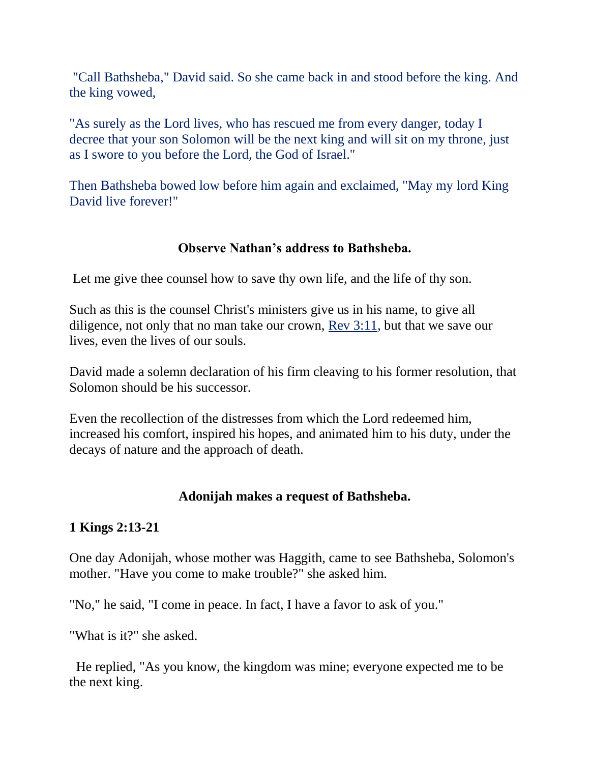"Call Bathsheba," David said. So she came back in and stood before the king. And the king vowed,

"As surely as the Lord lives, who has rescued me from every danger, today I decree that your son Solomon will be the next king and will sit on my throne, just as I swore to you before the Lord, the God of Israel."

Then Bathsheba bowed low before him again and exclaimed, "May my lord King David live forever!"

**Observe Nathan's address to Bathsheba.**

Let me give thee counsel how to save thy own life, and the life of thy son.

Such as this is the counsel Christ's ministers give us in his name, to give all diligence, not only that no man take our crown, Rev 3:11, but that we save our lives, even the lives of our souls.

David made a solemn declaration of his firm cleaving to his former resolution, that Solomon should be his successor.

Even the recollection of the distresses from which the Lord redeemed him, increased his comfort, inspired his hopes, and animated him to his duty, under the decays of nature and the approach of death.

**Adonijah makes a request of Bathsheba.**

**1 Kings 2:13-21**

One day Adonijah, whose mother was Haggith, came to see Bathsheba, Solomon's mother. "Have you come to make trouble?" she asked him.

"No," he said, "I come in peace. In fact, I have a favor to ask of you."

"What is it?" she asked.

He replied, "As you know, the kingdom was mine; everyone expected me to be the next king.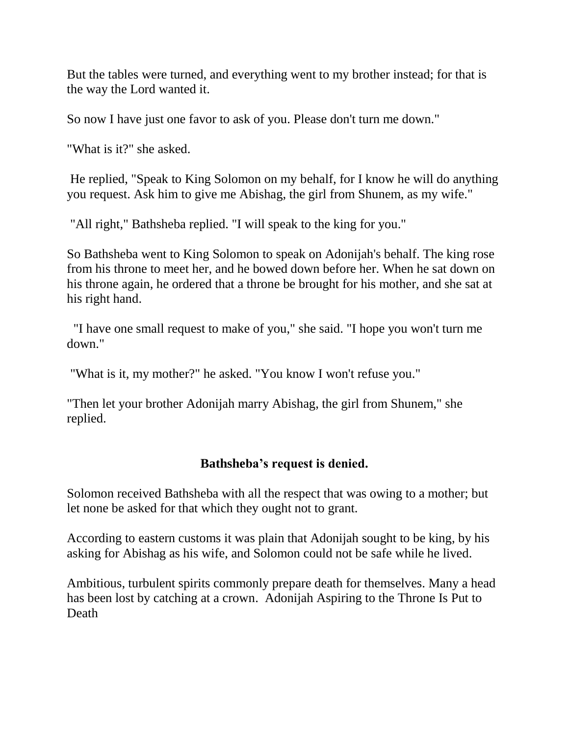But the tables were turned, and everything went to my brother instead; for that is the way the Lord wanted it.

So now I have just one favor to ask of you. Please don't turn me down."

"What is it?" she asked.

He replied, "Speak to King Solomon on my behalf, for I know he will do anything you request. Ask him to give me Abishag, the girl from Shunem, as my wife."

"All right," Bathsheba replied. "I will speak to the king for you."

So Bathsheba went to King Solomon to speak on Adonijah's behalf. The king rose from his throne to meet her, and he bowed down before her. When he sat down on his throne again, he ordered that a throne be brought for his mother, and she sat at his right hand.

"I have one small request to make of you," she said. "I hope you won't turn me down."

"What is it, my mother?" he asked. "You know I won't refuse you."

"Then let your brother Adonijah marry Abishag, the girl from Shunem," she replied.

### Bathsheba's request is denied.

Solomon received Bathsheba with all the respect that was owing to a mother; but let none be asked for that which they ought not to grant.

According to eastern customs it was plain that Adonijah sought to be king, by his asking for Abishag as his wife, and Solomon could not be safe while he lived.

Ambitious, turbulent spirits commonly prepare death for themselves. Many a head has been lost by catching at a crown. Adonijah Aspiring to the Throne Is Put to Death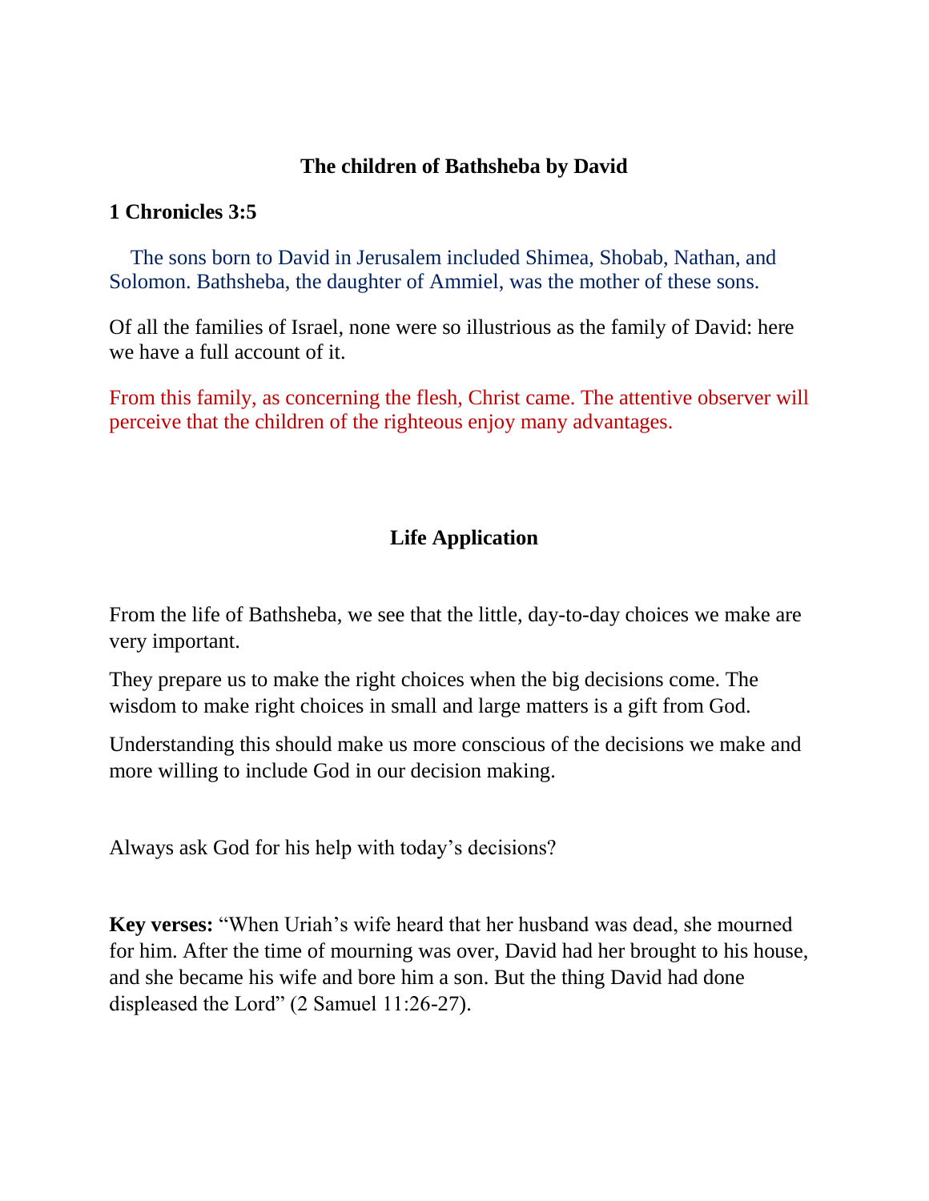## The children of Bathsheba by David

**1 Chronicles 3:5**

The sons born to David in Jerusalem included Shimea, Shobab, Nathan, and Solomon. Bathsheba, the daughter of Ammiel, was the mother of these sons.

Of all the families of Israel, none were so illustrious as the family of David: here we have a full account of it.

From this family, as concerning the flesh, Christ came. The attentive observer will perceive that the children of the righteous enjoy many advantages.

## Life Application

From the life of Bathsheba, we see that the little, day-to-day choices we make are very important.

They prepare us to make the right choices when the big decisions come. The wisdom to make right choices in small and large matters is a gift from God.

Understanding this should make us more conscious of the decisions we make and more willing to include God in our decision making.

Always ask God for his help with today's decisions?

**Key verses:** "When Uriah's wife heard that her husband was dead, she mourned for him. After the time of mourning was over, David had her brought to his house, and she became his wife and bore him a son. But the thing David had done displeased the Lord" (2 Samuel 11:26-27).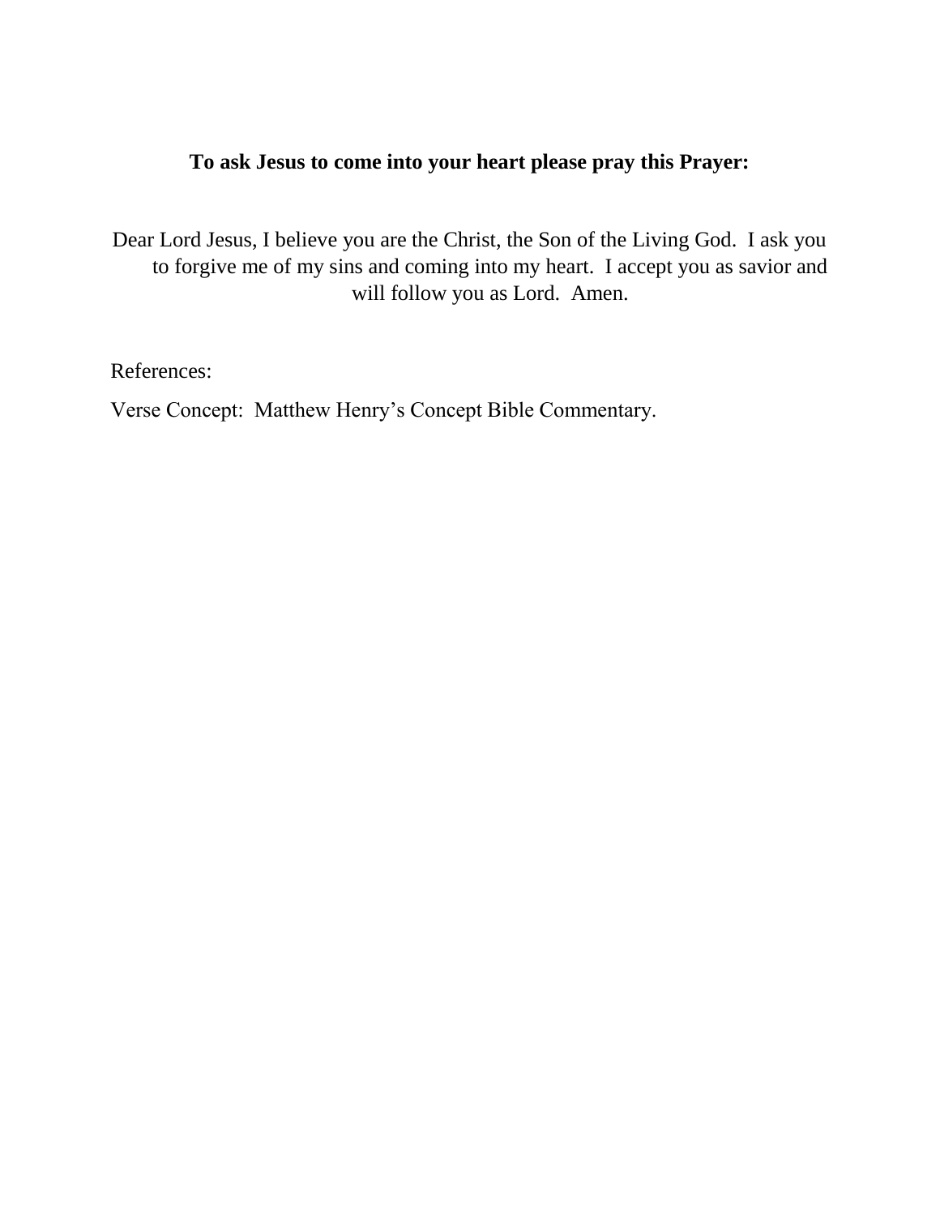**To ask Jesus to come into your heart please pray this Prayer:**

Dear Lord Jesus, I believe you are the Christ, the Son of the Living God. I ask you to forgive me of my sins and coming into my heart. I accept you as savior and will follow you as Lord. Amen.

References:

Verse Concept: Matthew Henry's Concept Bible Commentary.